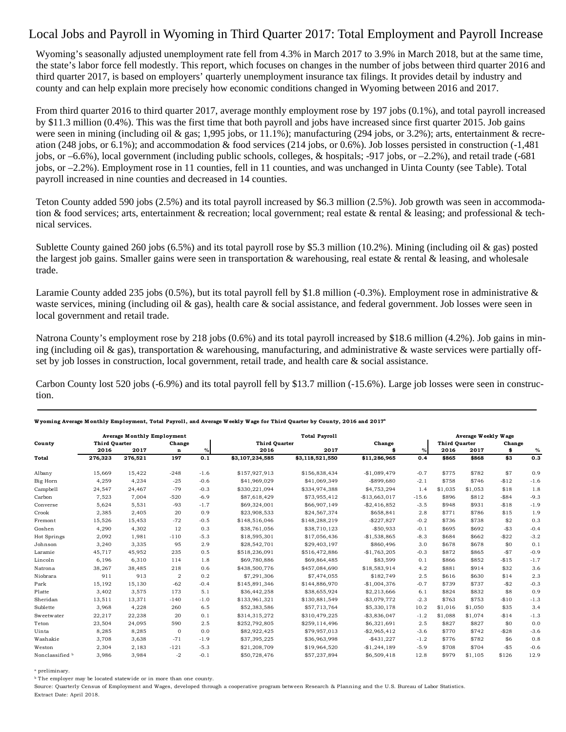# Local Jobs and Payroll in Wyoming in Third Quarter 2017: Total Employment and Payroll Increase

Wyoming's seasonally adjusted unemployment rate fell from 4.3% in March 2017 to 3.9% in March 2018, but at the same time, the state's labor force fell modestly. This report, which focuses on changes in the number of jobs between third quarter 2016 and third quarter 2017, is based on employers' quarterly unemployment insurance tax filings. It provides detail by industry and county and can help explain more precisely how economic conditions changed in Wyoming between 2016 and 2017.

From third quarter 2016 to third quarter 2017, average monthly employment rose by 197 jobs (0.1%), and total payroll increased by $11.3 million (0.4%). This was the first time that both payroll and jobs have increased since first quarter 2015. Job gains were seen in mining (including oil & gas; 1,995 jobs, or 11.1%); manufacturing (294 jobs, or 3.2%); arts, entertainment & recreation (248 jobs, or 6.1%); and accommodation & food services (214 jobs, or 0.6%). Job losses persisted in construction (-1,481 jobs, or –6.6%), local government (including public schools, colleges, & hospitals; -917 jobs, or –2.2%), and retail trade (-681 jobs, or –2.2%). Employment rose in 11 counties, fell in 11 counties, and was unchanged in Uinta County (see Table). Total payroll increased in nine counties and decreased in 14 counties.

Teton County added 590 jobs (2.5%) and its total payroll increased by $6.3 million (2.5%). Job growth was seen in accommodation & food services; arts, entertainment & recreation; local government; real estate & rental & leasing; and professional & technical services.

Sublette County gained 260 jobs (6.5%) and its total payroll rose by $5.3 million (10.2%). Mining (including oil & gas) posted the largest job gains. Smaller gains were seen in transportation & warehousing, real estate & rental & leasing, and wholesale trade.

Laramie County added 235 jobs (0.5%), but its total payroll fell by $1.8 million (-0.3%). Employment rose in administrative & waste services, mining (including oil & gas), health care & social assistance, and federal government. Job losses were seen in local government and retail trade.

Natrona County's employment rose by 218 jobs (0.6%) and its total payroll increased by $18.6 million (4.2%). Job gains in mining (including oil & gas), transportation & warehousing, manufacturing, and administrative & waste services were partially offset by job losses in construction, local government, retail trade, and health care & social assistance.

Carbon County lost 520 jobs (-6.9%) and its total payroll fell by $13.7 million (-15.6%). Large job losses were seen in construction.

---

**Wyoming Average Monthly Employment, Total Payroll, and Average Weekly Wage for Third Quarter by County, 2016 and 2017[a]**

| County | Average Monthly Employment | | | | Total Payroll | | | | Average Weekly Wage | | | |
|---|---|---|---|---|---|---|---|---|---|---|---|---|
| | Third Quarter | | Change | | Third Quarter | | Change | | Third Quarter | | Change | |
| | 2016 | 2017 | n | % | 2016 | 2017 | $ | % | 2016 | 2017 | $ | % |
| **Total** | **276,323** | **276,521** | **197** | **0.1** | **$3,107,234,585** | **$3,118,521,550** | **$11,286,965** | **0.4** | **$865** | **$868** | **$3** | **0.3** |
| Albany | 15,669 | 15,422 | -248 | -1.6 | $157,927,913 | $156,838,434 | -$1,089,479 | -0.7 | $775 | $782 | $7 | 0.9 |
| Big Horn | 4,259 | 4,234 | -25 | -0.6 | $41,969,029 | $41,069,349 | -$899,680 | -2.1 | $758 | $746 | -$12 | -1.6 |
| Campbell | 24,547 | 24,467 | -79 | -0.3 | $330,221,094 | $334,974,388 | $4,753,294 | 1.4 | $1,035 | $1,053 | $18 | 1.8 |
| Carbon | 7,523 | 7,004 | -520 | -6.9 | $87,618,429 | $73,955,412 | -$13,663,017 | -15.6 | $896 | $812 | -$84 | -9.3 |
| Converse | 5,624 | 5,531 | -93 | -1.7 | $69,324,001 | $66,907,149 | -$2,416,852 | -3.5 | $948 | $931 | -$18 | -1.9 |
| Crook | 2,385 | 2,405 | 20 | 0.9 | $23,908,533 | $24,567,374 | $658,841 | 2.8 | $771 | $786 | $15 | 1.9 |
| Fremont | 15,526 | 15,453 | -72 | -0.5 | $148,516,046 | $148,288,219 | -$227,827 | -0.2 | $736 | $738 | $2 | 0.3 |
| Goshen | 4,290 | 4,302 | 12 | 0.3 | $38,761,056 | $38,710,123 | -$50,933 | -0.1 | $695 | $692 | -$3 | -0.4 |
| Hot Springs | 2,092 | 1,981 | -110 | -5.3 | $18,595,301 | $17,056,436 | -$1,538,865 | -8.3 | $684 | $662 | -$22 | -3.2 |
| Johnson | 3,240 | 3,335 | 95 | 2.9 | $28,542,701 | $29,403,197 | $860,496 | 3.0 | $678 | $678 | $0 | 0.1 |
| Laramie | 45,717 | 45,952 | 235 | 0.5 | $518,236,091 | $516,472,886 | -$1,763,205 | -0.3 | $872 | $865 | -$7 | -0.9 |
| Lincoln | 6,196 | 6,310 | 114 | 1.8 | $69,780,886 | $69,864,485 | $83,599 | 0.1 | $866 | $852 | -$15 | -1.7 |
| Natrona | 38,267 | 38,485 | 218 | 0.6 | $438,500,776 | $457,084,690 | $18,583,914 | 4.2 | $881 | $914 | $32 | 3.6 |
| Niobrara | 911 | 913 | 2 | 0.2 | $7,291,306 | $7,474,055 | $182,749 | 2.5 | $616 | $630 | $14 | 2.3 |
| Park | 15,192 | 15,130 | -62 | -0.4 | $145,891,346 | $144,886,970 | -$1,004,376 | -0.7 | $739 | $737 | -$2 | -0.3 |
| Platte | 3,402 | 3,575 | 173 | 5.1 | $36,442,258 | $38,655,924 | $2,213,666 | 6.1 | $824 | $832 | $8 | 0.9 |
| Sheridan | 13,511 | 13,371 | -140 | -1.0 | $133,961,321 | $130,881,549 | -$3,079,772 | -2.3 | $763 | $753 | -$10 | -1.3 |
| Sublette | 3,968 | 4,228 | 260 | 6.5 | $52,383,586 | $57,713,764 | $5,330,178 | 10.2 | $1,016 | $1,050 | $35 | 3.4 |
| Sweetwater | 22,217 | 22,238 | 20 | 0.1 | $314,315,272 | $310,479,225 | -$3,836,047 | -1.2 | $1,088 | $1,074 | -$14 | -1.3 |
| Teton | 23,504 | 24,095 | 590 | 2.5 | $252,792,805 | $259,114,496 | $6,321,691 | 2.5 | $827 | $827 | $0 | 0.0 |
| Uinta | 8,285 | 8,285 | 0 | 0.0 | $82,922,425 | $79,957,013 | -$2,965,412 | -3.6 | $770 | $742 | -$28 | -3.6 |
| Washakie | 3,708 | 3,638 | -71 | -1.9 | $37,395,225 | $36,963,998 | -$431,227 | -1.2 | $776 | $782 | $6 | 0.8 |
| Weston | 2,304 | 2,183 | -121 | -5.3 | $21,208,709 | $19,964,520 | -$1,244,189 | -5.9 | $708 | $704 | -$5 | -0.6 |
| Nonclassified[b] | 3,986 | 3,984 | -2 | -0.1 | $50,728,476 | $57,237,894 | $6,509,418 | 12.8 | $979 | $1,105 | $126 | 12.9 |

[a] preliminary.

[b] The employer may be located statewide or in more than one county.

Source: Quarterly Census of Employment and Wages, developed through a cooperative program between Research & Planning and the U.S. Bureau of Labor Statistics.

Extract Date: April 2018.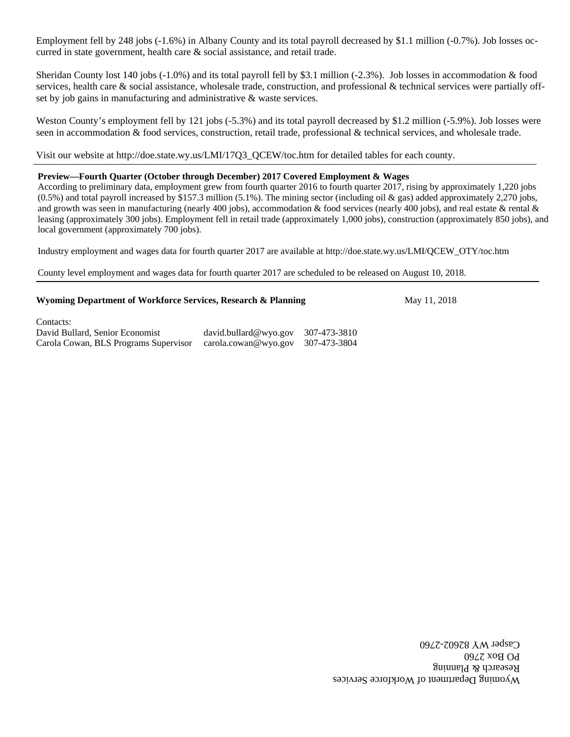Employment fell by 248 jobs (-1.6%) in Albany County and its total payroll decreased by $1.1 million (-0.7%). Job losses occurred in state government, health care & social assistance, and retail trade.

Sheridan County lost 140 jobs (-1.0%) and its total payroll fell by $3.1 million (-2.3%). Job losses in accommodation & food services, health care & social assistance, wholesale trade, construction, and professional & technical services were partially offset by job gains in manufacturing and administrative & waste services.

Weston County's employment fell by 121 jobs (-5.3%) and its total payroll decreased by $1.2 million (-5.9%). Job losses were seen in accommodation & food services, construction, retail trade, professional & technical services, and wholesale trade.

Visit our website at http://doe.state.wy.us/LMI/17Q3_QCEW/toc.htm for detailed tables for each county.

---

**Preview—Fourth Quarter (October through December) 2017 Covered Employment & Wages**

According to preliminary data, employment grew from fourth quarter 2016 to fourth quarter 2017, rising by approximately 1,220 jobs (0.5%) and total payroll increased by $157.3 million (5.1%). The mining sector (including oil & gas) added approximately 2,270 jobs, and growth was seen in manufacturing (nearly 400 jobs), accommodation & food services (nearly 400 jobs), and real estate & rental & leasing (approximately 300 jobs). Employment fell in retail trade (approximately 1,000 jobs), construction (approximately 850 jobs), and local government (approximately 700 jobs).

Industry employment and wages data for fourth quarter 2017 are available at http://doe.state.wy.us/LMI/QCEW_OTY/toc.htm

County level employment and wages data for fourth quarter 2017 are scheduled to be released on August 10, 2018.

---

**Wyoming Department of Workforce Services, Research & Planning** May 11, 2018

Contacts:

| | | |
|---|---|---|
| David Bullard, Senior Economist | david.bullard@wyo.gov | 307-473-3810 |
| Carola Cowan, BLS Programs Supervisor | carola.cowan@wyo.gov | 307-473-3804 |

Wyoming Department of Workforce Services
Research & Planning
PO Box 2760
Casper WY 82602-2760